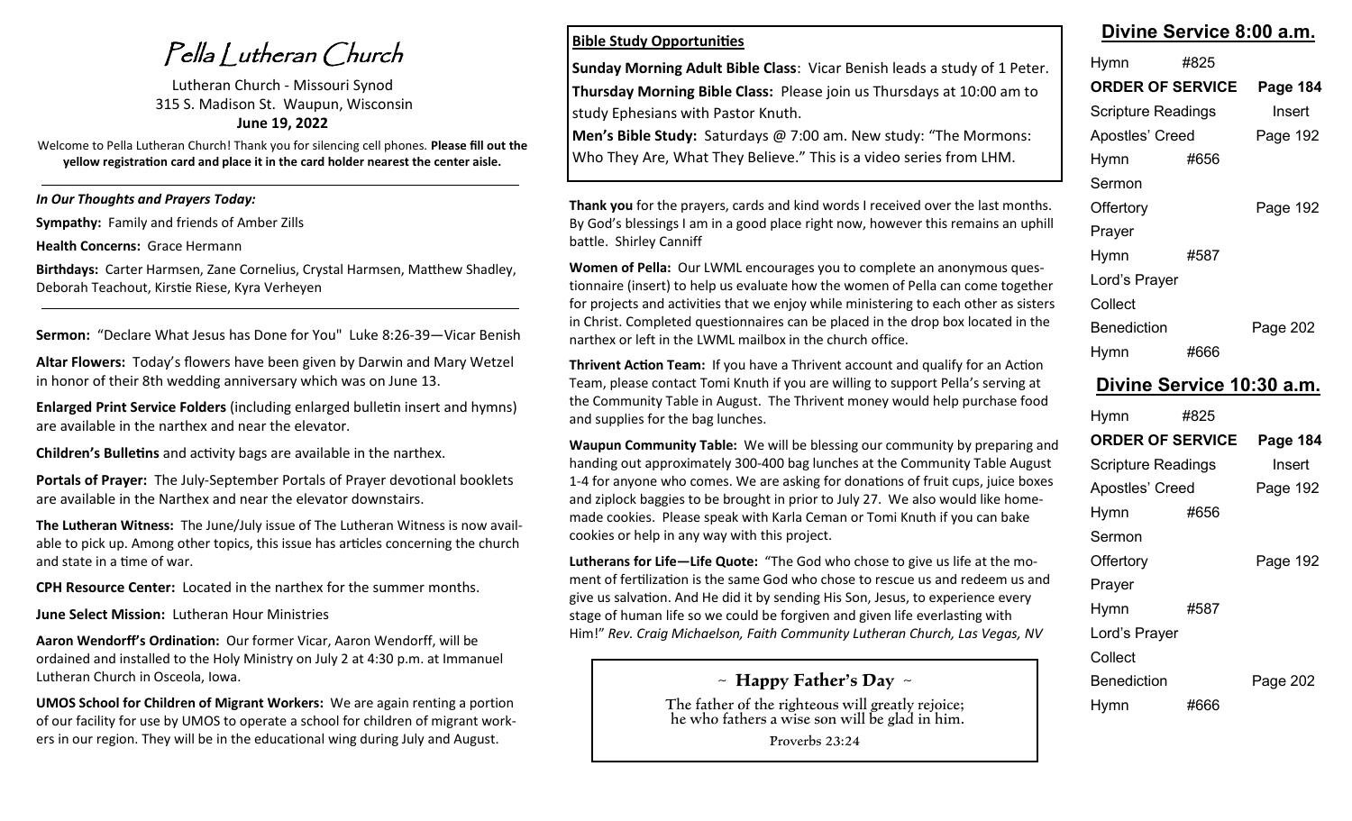# Pella Lutheran Church

Lutheran Church - Missouri Synod
315 S. Madison St. Waupun, Wisconsin
**June 19, 2022**

Welcome to Pella Lutheran Church! Thank you for silencing cell phones. **Please fill out the yellow registration card and place it in the card holder nearest the center aisle.**

---

***In Our Thoughts and Prayers Today:***

**Sympathy:** Family and friends of Amber Zills

**Health Concerns:** Grace Hermann

**Birthdays:** Carter Harmsen, Zane Cornelius, Crystal Harmsen, Matthew Shadley, Deborah Teachout, Kirstie Riese, Kyra Verheyen

---

**Sermon:** "Declare What Jesus has Done for You" Luke 8:26-39—Vicar Benish

**Altar Flowers:** Today's flowers have been given by Darwin and Mary Wetzel in honor of their 8th wedding anniversary which was on June 13.

**Enlarged Print Service Folders** (including enlarged bulletin insert and hymns) are available in the narthex and near the elevator.

**Children's Bulletins** and activity bags are available in the narthex.

**Portals of Prayer:** The July-September Portals of Prayer devotional booklets are available in the Narthex and near the elevator downstairs.

**The Lutheran Witness:** The June/July issue of The Lutheran Witness is now available to pick up. Among other topics, this issue has articles concerning the church and state in a time of war.

**CPH Resource Center:** Located in the narthex for the summer months.

**June Select Mission:** Lutheran Hour Ministries

**Aaron Wendorff's Ordination:** Our former Vicar, Aaron Wendorff, will be ordained and installed to the Holy Ministry on July 2 at 4:30 p.m. at Immanuel Lutheran Church in Osceola, Iowa.

**UMOS School for Children of Migrant Workers:** We are again renting a portion of our facility for use by UMOS to operate a school for children of migrant workers in our region. They will be in the educational wing during July and August.

**Bible Study Opportunities**

**Sunday Morning Adult Bible Class**: Vicar Benish leads a study of 1 Peter.

**Thursday Morning Bible Class:** Please join us Thursdays at 10:00 am to study Ephesians with Pastor Knuth.

**Men's Bible Study:** Saturdays @ 7:00 am. New study: "The Mormons: Who They Are, What They Believe." This is a video series from LHM.

**Thank you** for the prayers, cards and kind words I received over the last months. By God's blessings I am in a good place right now, however this remains an uphill battle. Shirley Canniff

**Women of Pella:** Our LWML encourages you to complete an anonymous questionnaire (insert) to help us evaluate how the women of Pella can come together for projects and activities that we enjoy while ministering to each other as sisters in Christ. Completed questionnaires can be placed in the drop box located in the narthex or left in the LWML mailbox in the church office.

**Thrivent Action Team:** If you have a Thrivent account and qualify for an Action Team, please contact Tomi Knuth if you are willing to support Pella's serving at the Community Table in August. The Thrivent money would help purchase food and supplies for the bag lunches.

**Waupun Community Table:** We will be blessing our community by preparing and handing out approximately 300-400 bag lunches at the Community Table August 1-4 for anyone who comes. We are asking for donations of fruit cups, juice boxes and ziplock baggies to be brought in prior to July 27. We also would like homemade cookies. Please speak with Karla Ceman or Tomi Knuth if you can bake cookies or help in any way with this project.

**Lutherans for Life—Life Quote:** "The God who chose to give us life at the moment of fertilization is the same God who chose to rescue us and redeem us and give us salvation. And He did it by sending His Son, Jesus, to experience every stage of human life so we could be forgiven and given life everlasting with Him!" *Rev. Craig Michaelson, Faith Community Lutheran Church, Las Vegas, NV*

**~ Happy Father's Day ~**

The father of the righteous will greatly rejoice;
he who fathers a wise son will be glad in him.

Proverbs 23:24

## Divine Service 8:00 a.m.

| | | |
|---|---|---|
| Hymn | #825 | |
| **ORDER OF SERVICE** | | **Page 184** |
| Scripture Readings | | Insert |
| Apostles' Creed | | Page 192 |
| Hymn | #656 | |
| Sermon | | |
| Offertory | | Page 192 |
| Prayer | | |
| Hymn | #587 | |
| Lord's Prayer | | |
| Collect | | |
| Benediction | | Page 202 |
| Hymn | #666 | |

## Divine Service 10:30 a.m.

| | | |
|---|---|---|
| Hymn | #825 | |
| **ORDER OF SERVICE** | | **Page 184** |
| Scripture Readings | | Insert |
| Apostles' Creed | | Page 192 |
| Hymn | #656 | |
| Sermon | | |
| Offertory | | Page 192 |
| Prayer | | |
| Hymn | #587 | |
| Lord's Prayer | | |
| Collect | | |
| Benediction | | Page 202 |
| Hymn | #666 | |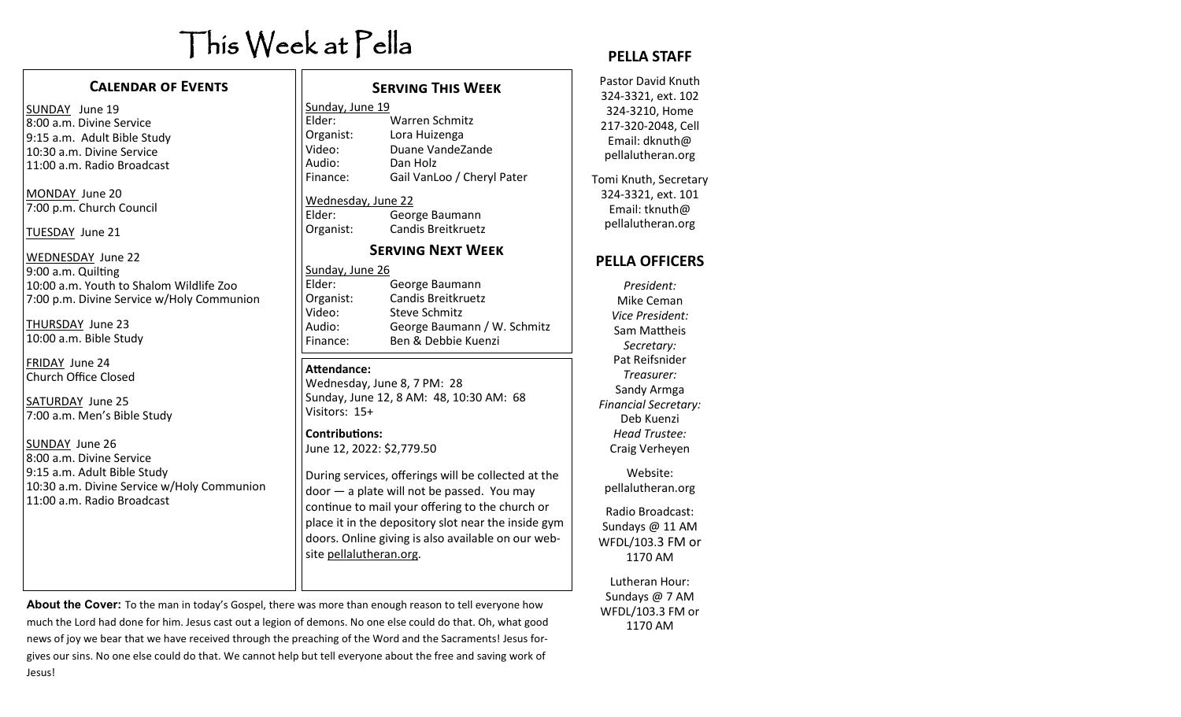# This Week at Pella

## Calendar of Events

SUNDAY June 19
8:00 a.m. Divine Service
9:15 a.m. Adult Bible Study
10:30 a.m. Divine Service
11:00 a.m. Radio Broadcast

MONDAY June 20
7:00 p.m. Church Council

TUESDAY June 21

WEDNESDAY June 22
9:00 a.m. Quilting
10:00 a.m. Youth to Shalom Wildlife Zoo
7:00 p.m. Divine Service w/Holy Communion

THURSDAY June 23
10:00 a.m. Bible Study

FRIDAY June 24
Church Office Closed

SATURDAY June 25
7:00 a.m. Men's Bible Study

SUNDAY June 26
8:00 a.m. Divine Service
9:15 a.m. Adult Bible Study
10:30 a.m. Divine Service w/Holy Communion
11:00 a.m. Radio Broadcast

## Serving This Week

Sunday, June 19

| | |
|---|---|
| Elder: | Warren Schmitz |
| Organist: | Lora Huizenga |
| Video: | Duane VandeZande |
| Audio: | Dan Holz |
| Finance: | Gail VanLoo / Cheryl Pater |

Wednesday, June 22

| | |
|---|---|
| Elder: | George Baumann |
| Organist: | Candis Breitkruetz |

## Serving Next Week

Sunday, June 26

| | |
|---|---|
| Elder: | George Baumann |
| Organist: | Candis Breitkruetz |
| Video: | Steve Schmitz |
| Audio: | George Baumann / W. Schmitz |
| Finance: | Ben & Debbie Kuenzi |

**Attendance:**
Wednesday, June 8, 7 PM: 28
Sunday, June 12, 8 AM: 48, 10:30 AM: 68
Visitors: 15+

**Contributions:**
June 12, 2022: $2,779.50

During services, offerings will be collected at the door — a plate will not be passed. You may continue to mail your offering to the church or place it in the depository slot near the inside gym doors. Online giving is also available on our website pellalutheran.org.

**About the Cover:** To the man in today's Gospel, there was more than enough reason to tell everyone how much the Lord had done for him. Jesus cast out a legion of demons. No one else could do that. Oh, what good news of joy we bear that we have received through the preaching of the Word and the Sacraments! Jesus forgives our sins. No one else could do that. We cannot help but tell everyone about the free and saving work of Jesus!

## PELLA STAFF

Pastor David Knuth
324-3321, ext. 102
324-3210, Home
217-320-2048, Cell
Email: dknuth@pellalutheran.org

Tomi Knuth, Secretary
324-3321, ext. 101
Email: tknuth@pellalutheran.org

## PELLA OFFICERS

*President:*
Mike Ceman
*Vice President:*
Sam Mattheis
*Secretary:*
Pat Reifsnider
*Treasurer:*
Sandy Armga
*Financial Secretary:*
Deb Kuenzi
*Head Trustee:*
Craig Verheyen

Website:
pellalutheran.org

Radio Broadcast:
Sundays @ 11 AM
WFDL/103.3 FM or 1170 AM

Lutheran Hour:
Sundays @ 7 AM
WFDL/103.3 FM or 1170 AM